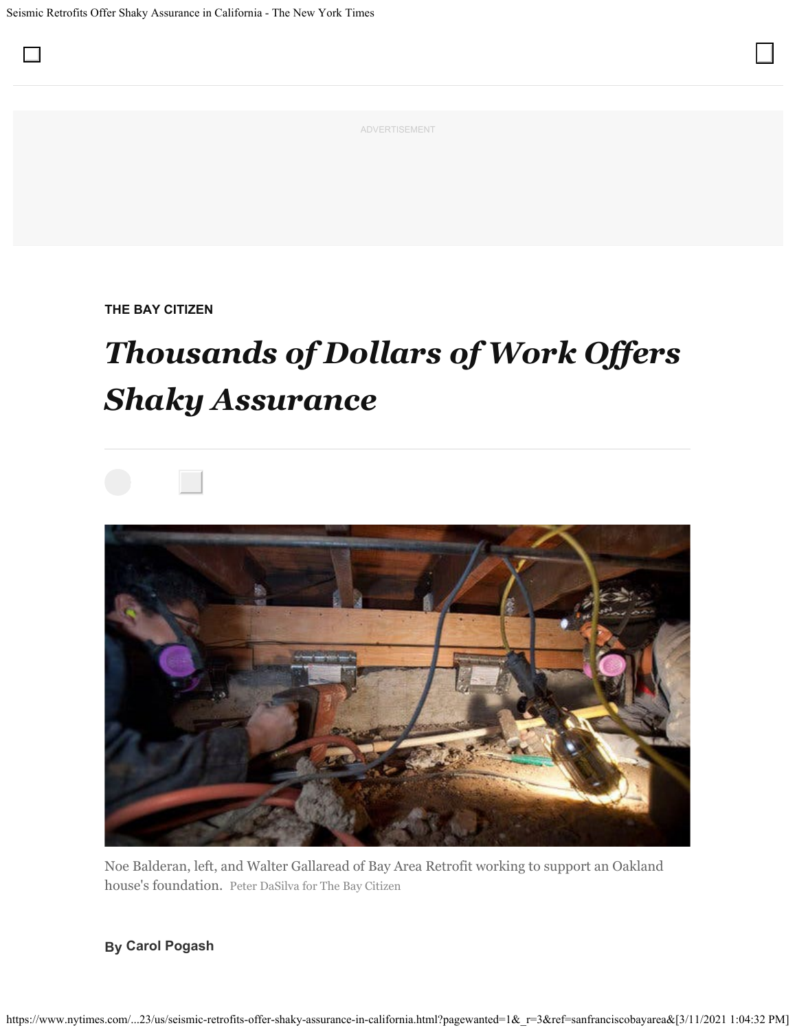THE BAY CITIZEN

# *Thousands of Dollars of Work Offers Shaky Assurance*

Noe Balderan, left, and Walter Gallaread of Bay Area Retrofit working to support an Oakland house's foundation. Peter DaSilva for The Bay Citizen

By **Carol Pogash**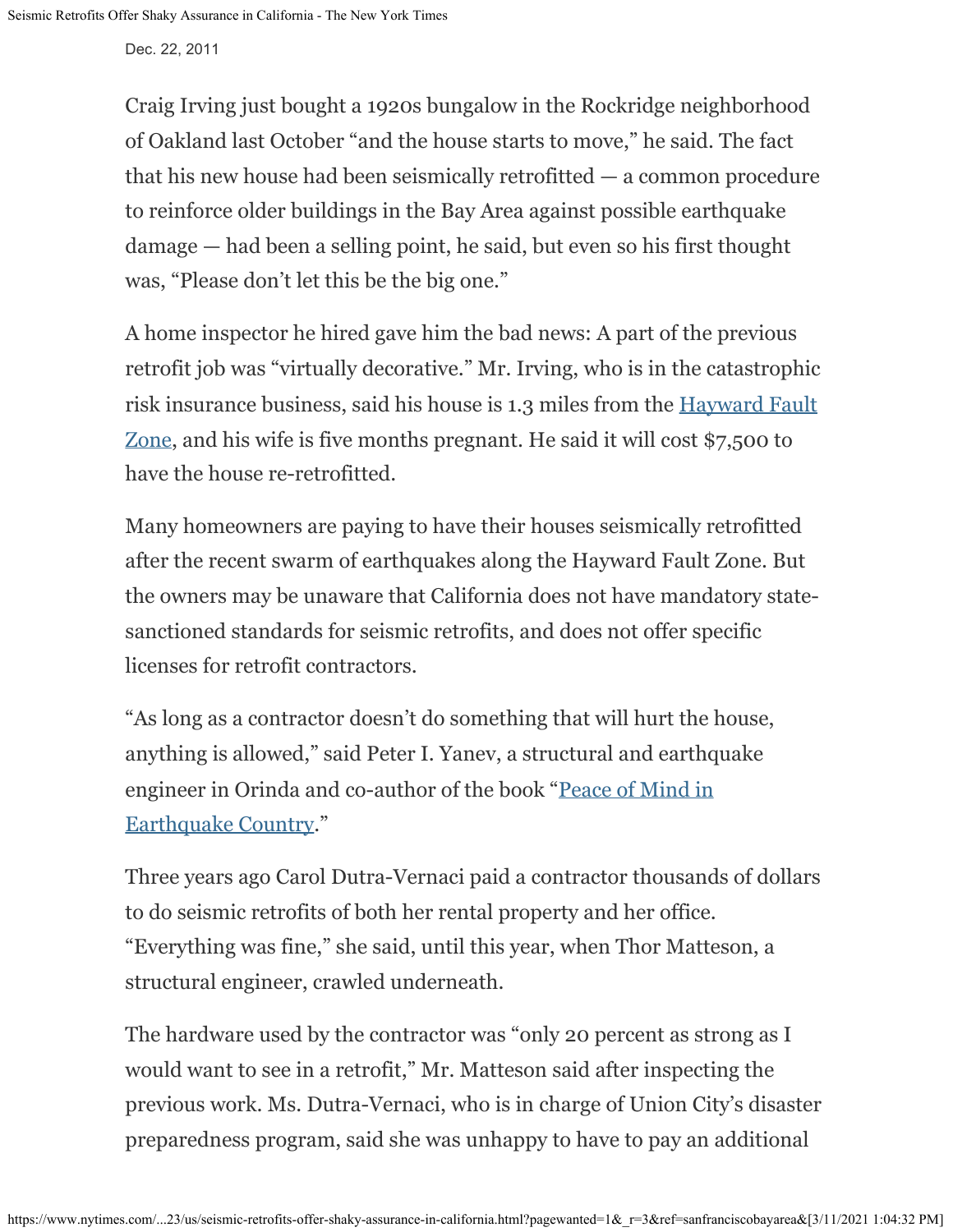Dec. 22, 2011

Craig Irving just bought a 1920s bungalow in the Rockridge neighborhood of Oakland last October "and the house starts to move," he said. The fact that his new house had been seismically retrofitted — a common procedure to reinforce older buildings in the Bay Area against possible earthquake damage — had been a selling point, he said, but even so his first thought was, "Please don't let this be the big one."

A home inspector he hired gave him the bad news: A part of the previous retrofit job was "virtually decorative." Mr. Irving, who is in the catastrophic risk insurance business, said his house is 1.3 miles from the [Hayward Fault Zone](), and his wife is five months pregnant. He said it will cost $7,500 to have the house re-retrofitted.

Many homeowners are paying to have their houses seismically retrofitted after the recent swarm of earthquakes along the Hayward Fault Zone. But the owners may be unaware that California does not have mandatory state-sanctioned standards for seismic retrofits, and does not offer specific licenses for retrofit contractors.

"As long as a contractor doesn't do something that will hurt the house, anything is allowed," said Peter I. Yanev, a structural and earthquake engineer in Orinda and co-author of the book "[Peace of Mind in Earthquake Country]()."

Three years ago Carol Dutra-Vernaci paid a contractor thousands of dollars to do seismic retrofits of both her rental property and her office. "Everything was fine," she said, until this year, when Thor Matteson, a structural engineer, crawled underneath.

The hardware used by the contractor was "only 20 percent as strong as I would want to see in a retrofit," Mr. Matteson said after inspecting the previous work. Ms. Dutra-Vernaci, who is in charge of Union City's disaster preparedness program, said she was unhappy to have to pay an additional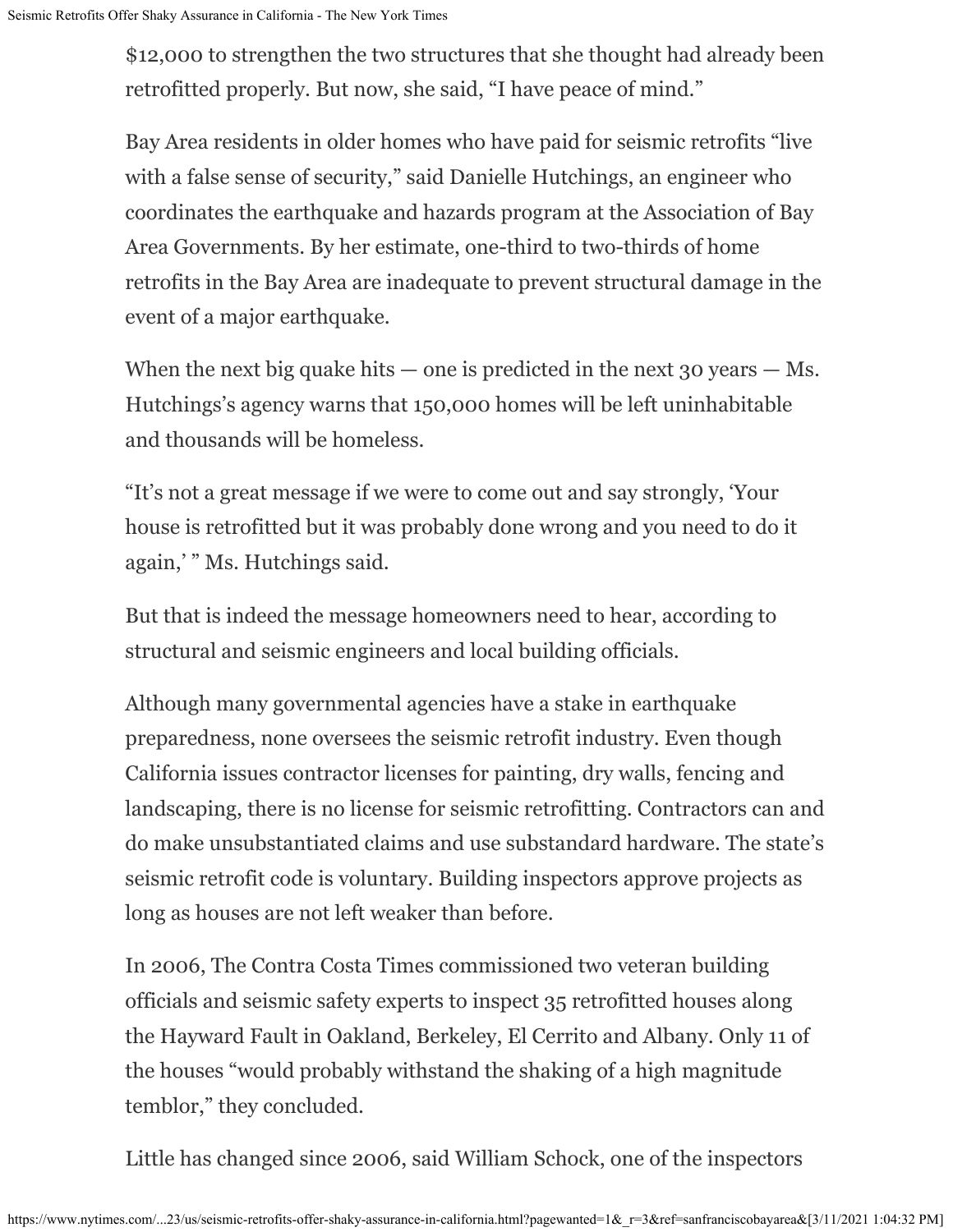$12,000 to strengthen the two structures that she thought had already been retrofitted properly. But now, she said, "I have peace of mind."

Bay Area residents in older homes who have paid for seismic retrofits "live with a false sense of security," said Danielle Hutchings, an engineer who coordinates the earthquake and hazards program at the Association of Bay Area Governments. By her estimate, one-third to two-thirds of home retrofits in the Bay Area are inadequate to prevent structural damage in the event of a major earthquake.

When the next big quake hits — one is predicted in the next 30 years — Ms. Hutchings's agency warns that 150,000 homes will be left uninhabitable and thousands will be homeless.

"It's not a great message if we were to come out and say strongly, 'Your house is retrofitted but it was probably done wrong and you need to do it again,' " Ms. Hutchings said.

But that is indeed the message homeowners need to hear, according to structural and seismic engineers and local building officials.

Although many governmental agencies have a stake in earthquake preparedness, none oversees the seismic retrofit industry. Even though California issues contractor licenses for painting, dry walls, fencing and landscaping, there is no license for seismic retrofitting. Contractors can and do make unsubstantiated claims and use substandard hardware. The state's seismic retrofit code is voluntary. Building inspectors approve projects as long as houses are not left weaker than before.

In 2006, The Contra Costa Times commissioned two veteran building officials and seismic safety experts to inspect 35 retrofitted houses along the Hayward Fault in Oakland, Berkeley, El Cerrito and Albany. Only 11 of the houses "would probably withstand the shaking of a high magnitude temblor," they concluded.

Little has changed since 2006, said William Schock, one of the inspectors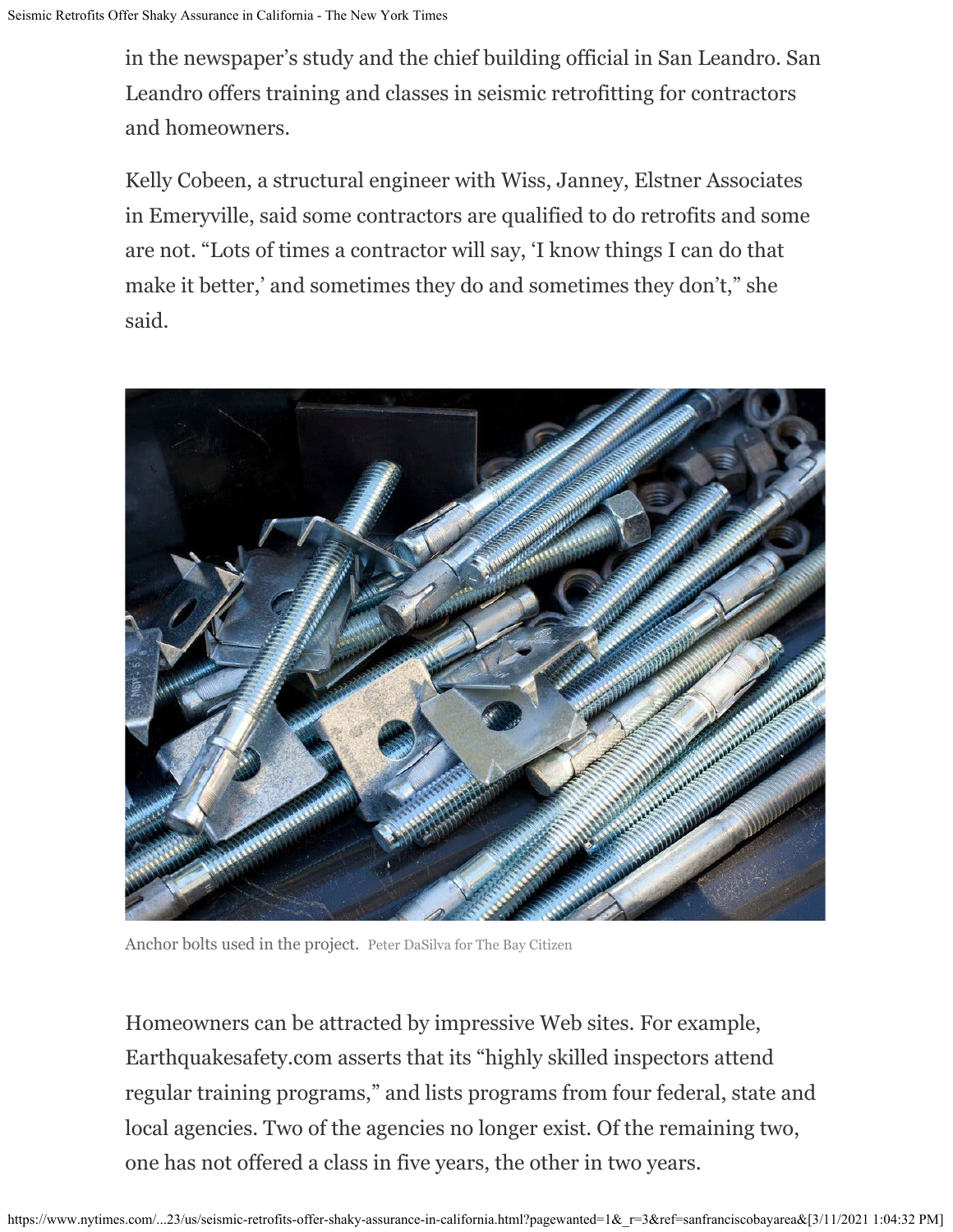in the newspaper's study and the chief building official in San Leandro. San Leandro offers training and classes in seismic retrofitting for contractors and homeowners.

Kelly Cobeen, a structural engineer with Wiss, Janney, Elstner Associates in Emeryville, said some contractors are qualified to do retrofits and some are not. "Lots of times a contractor will say, 'I know things I can do that make it better,' and sometimes they do and sometimes they don't," she said.

Anchor bolts used in the project. Peter DaSilva for The Bay Citizen

Homeowners can be attracted by impressive Web sites. For example, Earthquakesafety.com asserts that its "highly skilled inspectors attend regular training programs," and lists programs from four federal, state and local agencies. Two of the agencies no longer exist. Of the remaining two, one has not offered a class in five years, the other in two years.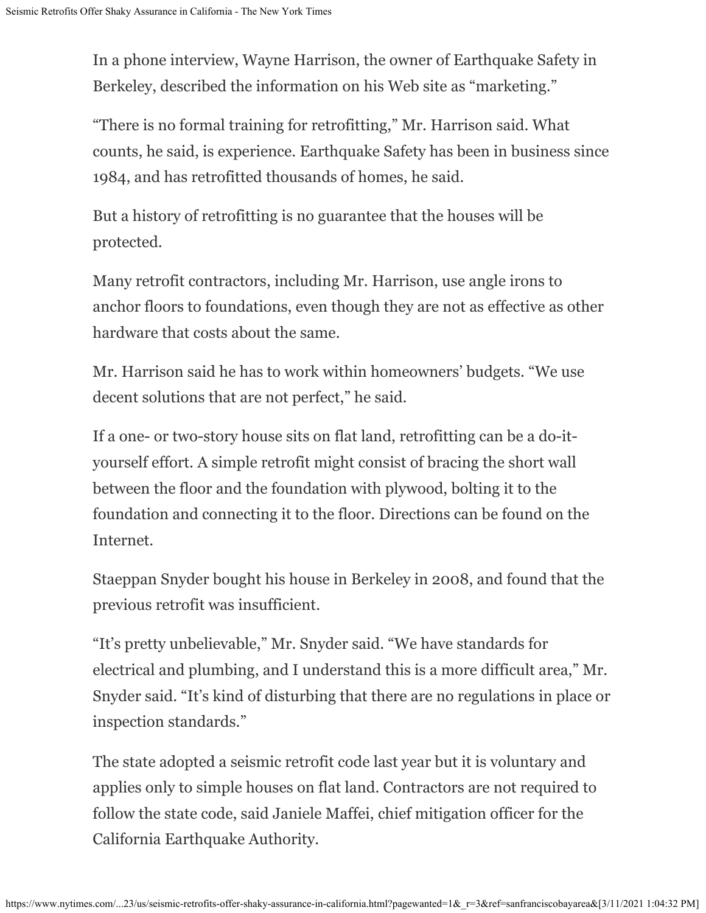In a phone interview, Wayne Harrison, the owner of Earthquake Safety in Berkeley, described the information on his Web site as “marketing.”

“There is no formal training for retrofitting,” Mr. Harrison said. What counts, he said, is experience. Earthquake Safety has been in business since 1984, and has retrofitted thousands of homes, he said.

But a history of retrofitting is no guarantee that the houses will be protected.

Many retrofit contractors, including Mr. Harrison, use angle irons to anchor floors to foundations, even though they are not as effective as other hardware that costs about the same.

Mr. Harrison said he has to work within homeowners’ budgets. “We use decent solutions that are not perfect,” he said.

If a one- or two-story house sits on flat land, retrofitting can be a do-it-yourself effort. A simple retrofit might consist of bracing the short wall between the floor and the foundation with plywood, bolting it to the foundation and connecting it to the floor. Directions can be found on the Internet.

Staeppan Snyder bought his house in Berkeley in 2008, and found that the previous retrofit was insufficient.

“It’s pretty unbelievable,” Mr. Snyder said. “We have standards for electrical and plumbing, and I understand this is a more difficult area,” Mr. Snyder said. “It’s kind of disturbing that there are no regulations in place or inspection standards.”

The state adopted a seismic retrofit code last year but it is voluntary and applies only to simple houses on flat land. Contractors are not required to follow the state code, said Janiele Maffei, chief mitigation officer for the California Earthquake Authority.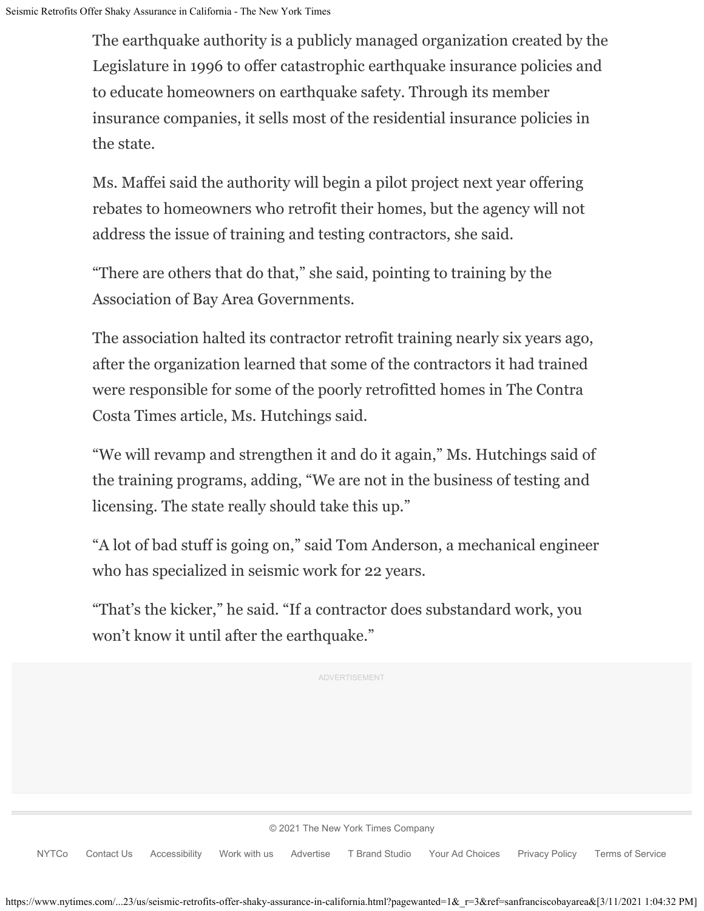The earthquake authority is a publicly managed organization created by the Legislature in 1996 to offer catastrophic earthquake insurance policies and to educate homeowners on earthquake safety. Through its member insurance companies, it sells most of the residential insurance policies in the state.

Ms. Maffei said the authority will begin a pilot project next year offering rebates to homeowners who retrofit their homes, but the agency will not address the issue of training and testing contractors, she said.

"There are others that do that," she said, pointing to training by the Association of Bay Area Governments.

The association halted its contractor retrofit training nearly six years ago, after the organization learned that some of the contractors it had trained were responsible for some of the poorly retrofitted homes in The Contra Costa Times article, Ms. Hutchings said.

"We will revamp and strengthen it and do it again," Ms. Hutchings said of the training programs, adding, "We are not in the business of testing and licensing. The state really should take this up."

"A lot of bad stuff is going on," said Tom Anderson, a mechanical engineer who has specialized in seismic work for 22 years.

"That's the kicker," he said. "If a contractor does substandard work, you won't know it until after the earthquake."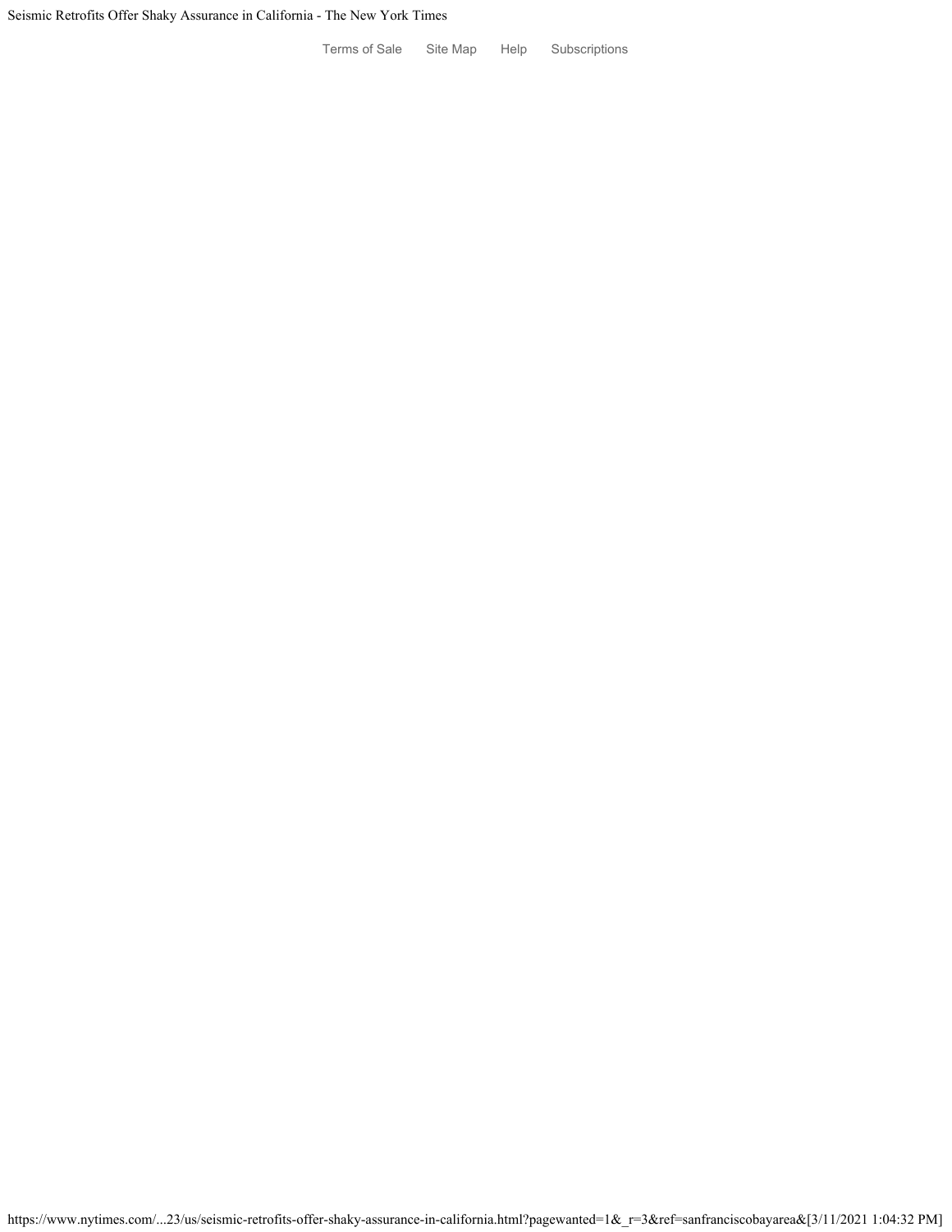Terms of Sale Site Map Help Subscriptions